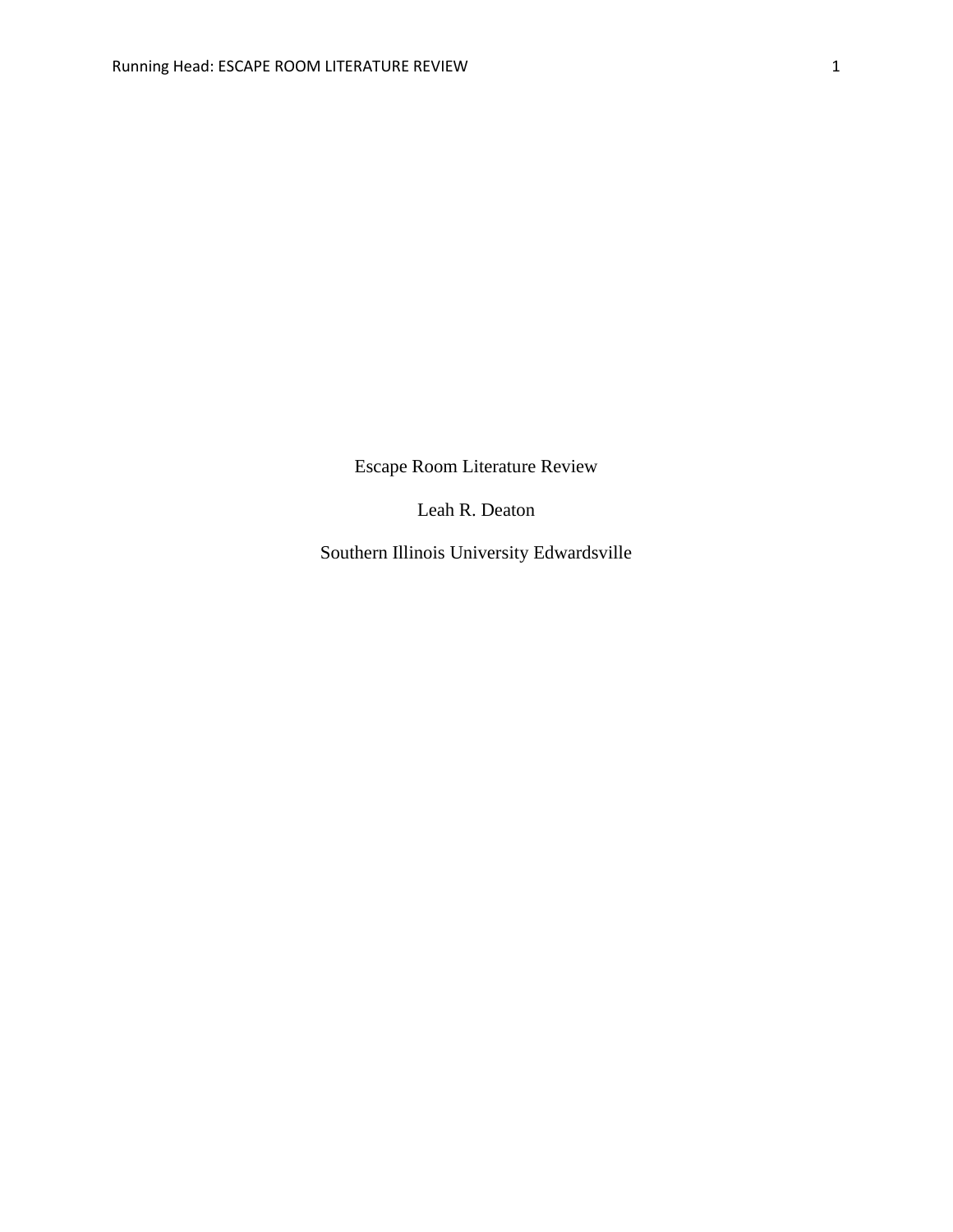# Escape Room Literature Review

Leah R. Deaton

Southern Illinois University Edwardsville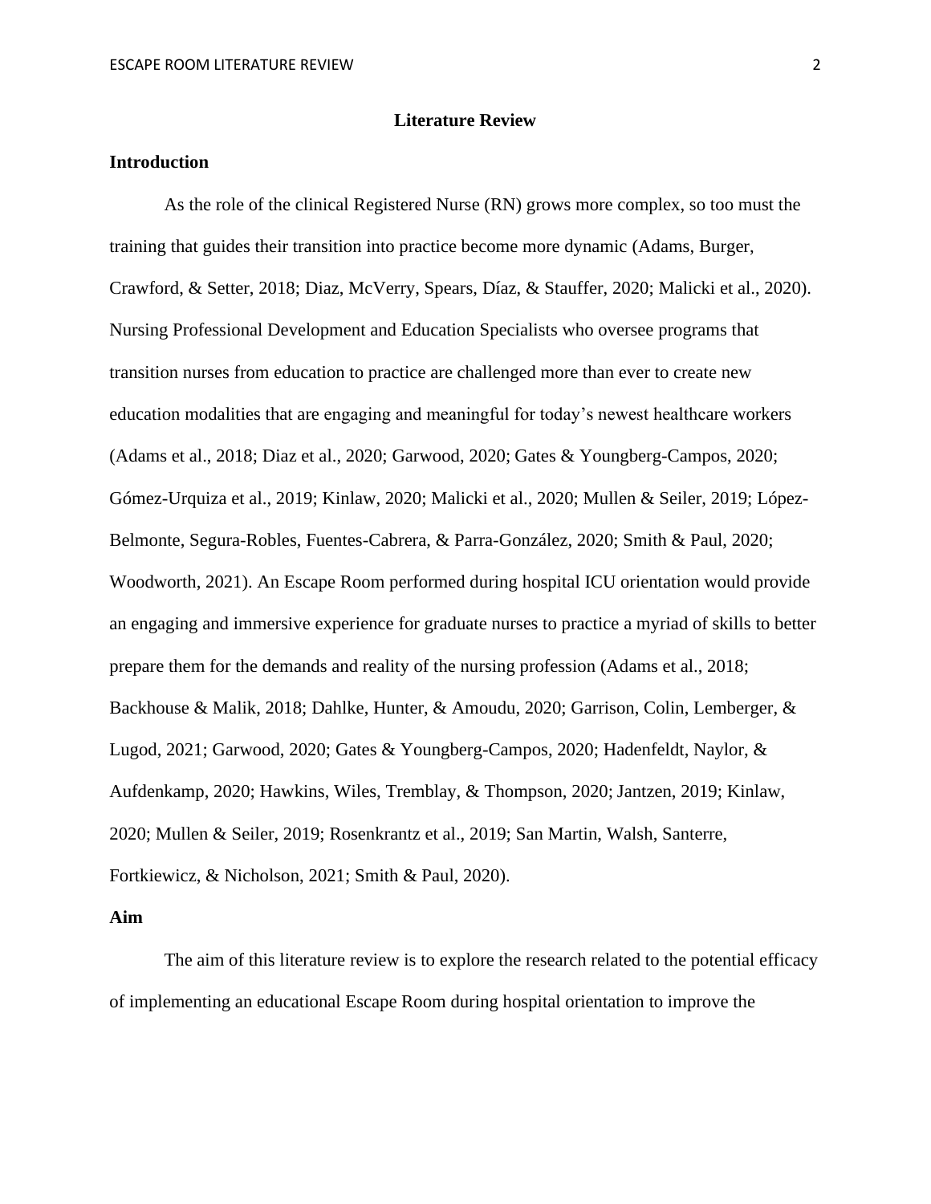# Literature Review

## Introduction

As the role of the clinical Registered Nurse (RN) grows more complex, so too must the training that guides their transition into practice become more dynamic (Adams, Burger, Crawford, & Setter, 2018; Diaz, McVerry, Spears, Díaz, & Stauffer, 2020; Malicki et al., 2020). Nursing Professional Development and Education Specialists who oversee programs that transition nurses from education to practice are challenged more than ever to create new education modalities that are engaging and meaningful for today's newest healthcare workers (Adams et al., 2018; Diaz et al., 2020; Garwood, 2020; Gates & Youngberg-Campos, 2020; Gómez-Urquiza et al., 2019; Kinlaw, 2020; Malicki et al., 2020; Mullen & Seiler, 2019; López-Belmonte, Segura-Robles, Fuentes-Cabrera, & Parra-González, 2020; Smith & Paul, 2020; Woodworth, 2021). An Escape Room performed during hospital ICU orientation would provide an engaging and immersive experience for graduate nurses to practice a myriad of skills to better prepare them for the demands and reality of the nursing profession (Adams et al., 2018; Backhouse & Malik, 2018; Dahlke, Hunter, & Amoudu, 2020; Garrison, Colin, Lemberger, & Lugod, 2021; Garwood, 2020; Gates & Youngberg-Campos, 2020; Hadenfeldt, Naylor, & Aufdenkamp, 2020; Hawkins, Wiles, Tremblay, & Thompson, 2020; Jantzen, 2019; Kinlaw, 2020; Mullen & Seiler, 2019; Rosenkrantz et al., 2019; San Martin, Walsh, Santerre, Fortkiewicz, & Nicholson, 2021; Smith & Paul, 2020).

## Aim

The aim of this literature review is to explore the research related to the potential efficacy of implementing an educational Escape Room during hospital orientation to improve the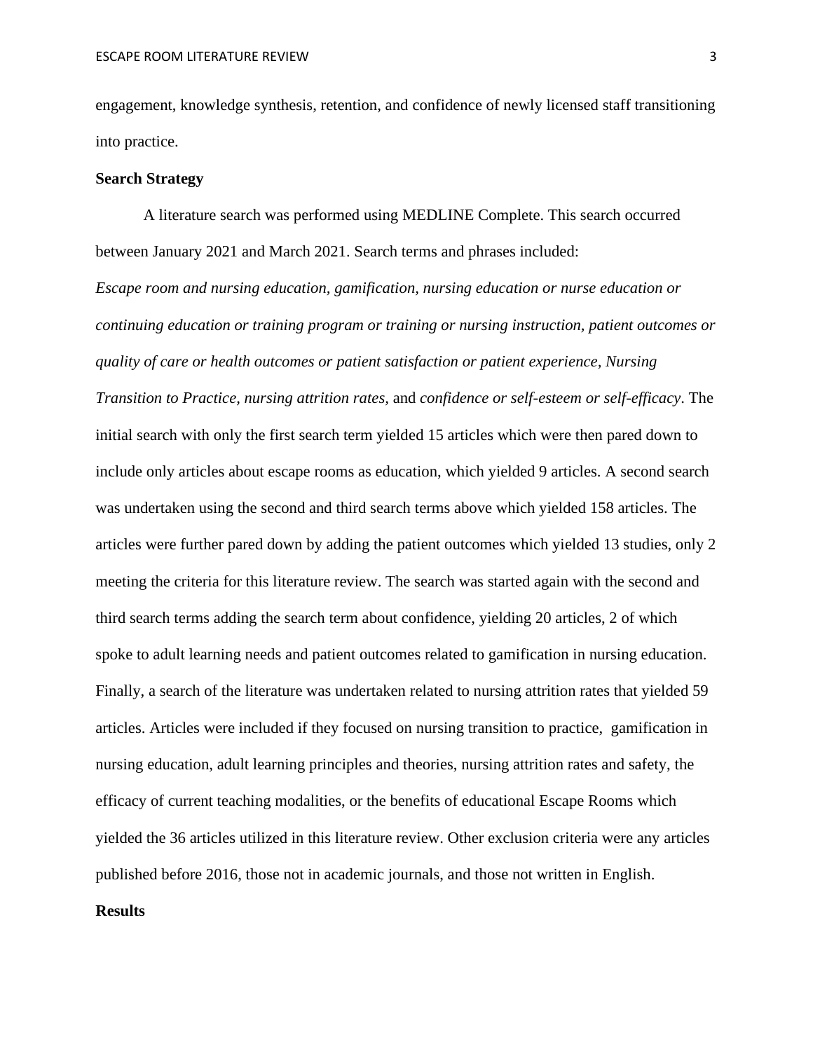engagement, knowledge synthesis, retention, and confidence of newly licensed staff transitioning into practice.

**Search Strategy**

A literature search was performed using MEDLINE Complete. This search occurred between January 2021 and March 2021. Search terms and phrases included: *Escape room and nursing education, gamification, nursing education or nurse education or continuing education or training program or training or nursing instruction, patient outcomes or quality of care or health outcomes or patient satisfaction or patient experience, Nursing Transition to Practice, nursing attrition rates,* and *confidence or self-esteem or self-efficacy*. The initial search with only the first search term yielded 15 articles which were then pared down to include only articles about escape rooms as education, which yielded 9 articles. A second search was undertaken using the second and third search terms above which yielded 158 articles. The articles were further pared down by adding the patient outcomes which yielded 13 studies, only 2 meeting the criteria for this literature review. The search was started again with the second and third search terms adding the search term about confidence, yielding 20 articles, 2 of which spoke to adult learning needs and patient outcomes related to gamification in nursing education. Finally, a search of the literature was undertaken related to nursing attrition rates that yielded 59 articles. Articles were included if they focused on nursing transition to practice, gamification in nursing education, adult learning principles and theories, nursing attrition rates and safety, the efficacy of current teaching modalities, or the benefits of educational Escape Rooms which yielded the 36 articles utilized in this literature review. Other exclusion criteria were any articles published before 2016, those not in academic journals, and those not written in English.

**Results**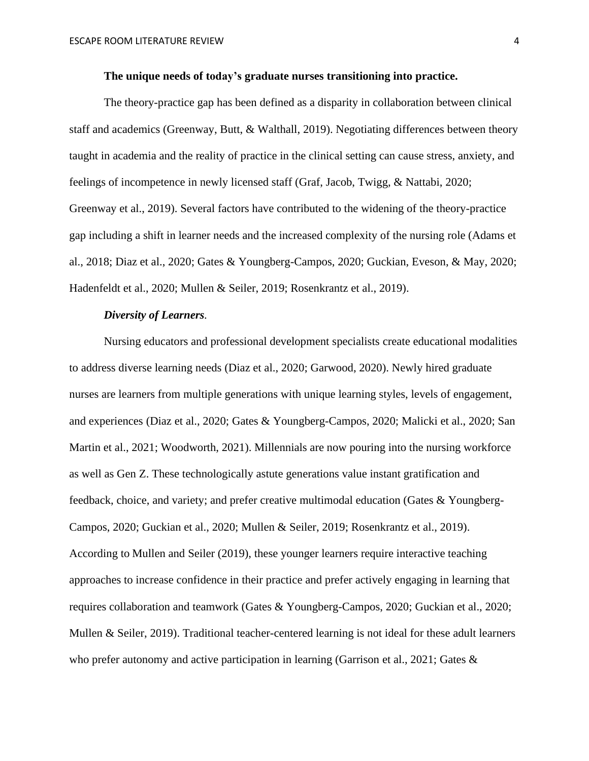**The unique needs of today's graduate nurses transitioning into practice.**

The theory-practice gap has been defined as a disparity in collaboration between clinical staff and academics (Greenway, Butt, & Walthall, 2019). Negotiating differences between theory taught in academia and the reality of practice in the clinical setting can cause stress, anxiety, and feelings of incompetence in newly licensed staff (Graf, Jacob, Twigg, & Nattabi, 2020; Greenway et al., 2019). Several factors have contributed to the widening of the theory-practice gap including a shift in learner needs and the increased complexity of the nursing role (Adams et al., 2018; Diaz et al., 2020; Gates & Youngberg-Campos, 2020; Guckian, Eveson, & May, 2020; Hadenfeldt et al., 2020; Mullen & Seiler, 2019; Rosenkrantz et al., 2019).

***Diversity of Learners.***

Nursing educators and professional development specialists create educational modalities to address diverse learning needs (Diaz et al., 2020; Garwood, 2020). Newly hired graduate nurses are learners from multiple generations with unique learning styles, levels of engagement, and experiences (Diaz et al., 2020; Gates & Youngberg-Campos, 2020; Malicki et al., 2020; San Martin et al., 2021; Woodworth, 2021). Millennials are now pouring into the nursing workforce as well as Gen Z. These technologically astute generations value instant gratification and feedback, choice, and variety; and prefer creative multimodal education (Gates & Youngberg-Campos, 2020; Guckian et al., 2020; Mullen & Seiler, 2019; Rosenkrantz et al., 2019). According to Mullen and Seiler (2019), these younger learners require interactive teaching approaches to increase confidence in their practice and prefer actively engaging in learning that requires collaboration and teamwork (Gates & Youngberg-Campos, 2020; Guckian et al., 2020; Mullen & Seiler, 2019). Traditional teacher-centered learning is not ideal for these adult learners who prefer autonomy and active participation in learning (Garrison et al., 2021; Gates &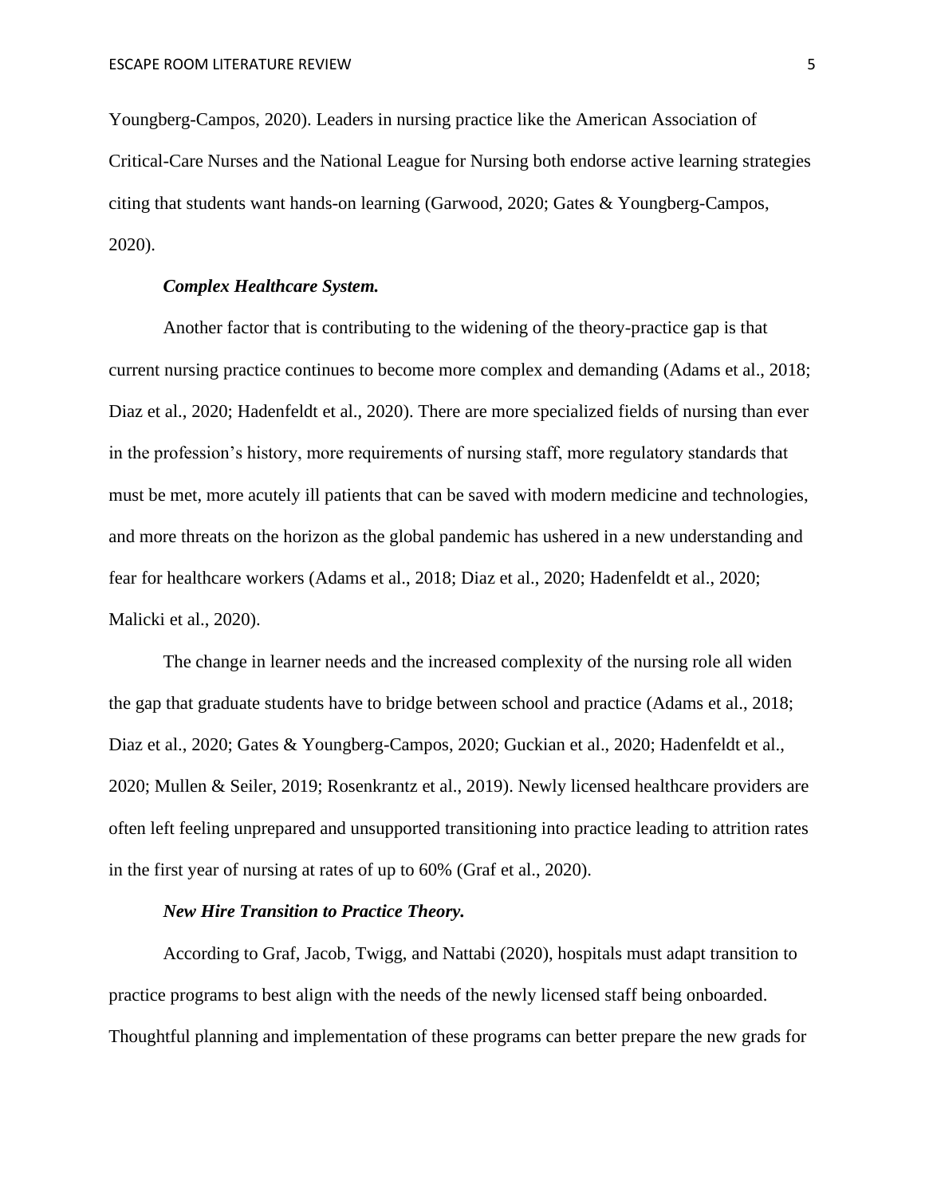Youngberg-Campos, 2020). Leaders in nursing practice like the American Association of Critical-Care Nurses and the National League for Nursing both endorse active learning strategies citing that students want hands-on learning (Garwood, 2020; Gates & Youngberg-Campos, 2020).

***Complex Healthcare System.***

Another factor that is contributing to the widening of the theory-practice gap is that current nursing practice continues to become more complex and demanding (Adams et al., 2018; Diaz et al., 2020; Hadenfeldt et al., 2020). There are more specialized fields of nursing than ever in the profession's history, more requirements of nursing staff, more regulatory standards that must be met, more acutely ill patients that can be saved with modern medicine and technologies, and more threats on the horizon as the global pandemic has ushered in a new understanding and fear for healthcare workers (Adams et al., 2018; Diaz et al., 2020; Hadenfeldt et al., 2020; Malicki et al., 2020).

The change in learner needs and the increased complexity of the nursing role all widen the gap that graduate students have to bridge between school and practice (Adams et al., 2018; Diaz et al., 2020; Gates & Youngberg-Campos, 2020; Guckian et al., 2020; Hadenfeldt et al., 2020; Mullen & Seiler, 2019; Rosenkrantz et al., 2019). Newly licensed healthcare providers are often left feeling unprepared and unsupported transitioning into practice leading to attrition rates in the first year of nursing at rates of up to 60% (Graf et al., 2020).

***New Hire Transition to Practice Theory.***

According to Graf, Jacob, Twigg, and Nattabi (2020), hospitals must adapt transition to practice programs to best align with the needs of the newly licensed staff being onboarded. Thoughtful planning and implementation of these programs can better prepare the new grads for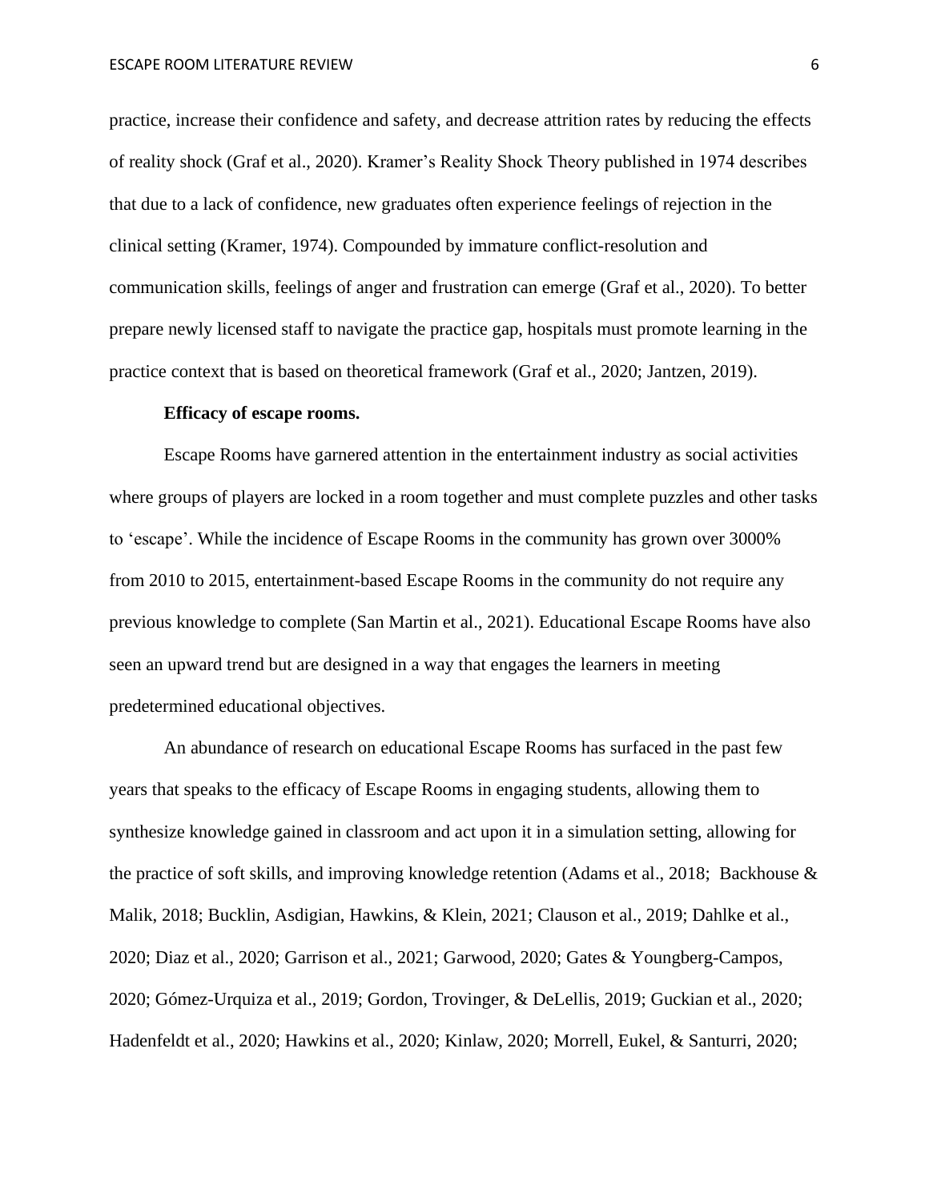practice, increase their confidence and safety, and decrease attrition rates by reducing the effects of reality shock (Graf et al., 2020). Kramer's Reality Shock Theory published in 1974 describes that due to a lack of confidence, new graduates often experience feelings of rejection in the clinical setting (Kramer, 1974). Compounded by immature conflict-resolution and communication skills, feelings of anger and frustration can emerge (Graf et al., 2020). To better prepare newly licensed staff to navigate the practice gap, hospitals must promote learning in the practice context that is based on theoretical framework (Graf et al., 2020; Jantzen, 2019).

**Efficacy of escape rooms.**

Escape Rooms have garnered attention in the entertainment industry as social activities where groups of players are locked in a room together and must complete puzzles and other tasks to 'escape'. While the incidence of Escape Rooms in the community has grown over 3000% from 2010 to 2015, entertainment-based Escape Rooms in the community do not require any previous knowledge to complete (San Martin et al., 2021). Educational Escape Rooms have also seen an upward trend but are designed in a way that engages the learners in meeting predetermined educational objectives.

An abundance of research on educational Escape Rooms has surfaced in the past few years that speaks to the efficacy of Escape Rooms in engaging students, allowing them to synthesize knowledge gained in classroom and act upon it in a simulation setting, allowing for the practice of soft skills, and improving knowledge retention (Adams et al., 2018; Backhouse & Malik, 2018; Bucklin, Asdigian, Hawkins, & Klein, 2021; Clauson et al., 2019; Dahlke et al., 2020; Diaz et al., 2020; Garrison et al., 2021; Garwood, 2020; Gates & Youngberg-Campos, 2020; Gómez-Urquiza et al., 2019; Gordon, Trovinger, & DeLellis, 2019; Guckian et al., 2020; Hadenfeldt et al., 2020; Hawkins et al., 2020; Kinlaw, 2020; Morrell, Eukel, & Santurri, 2020;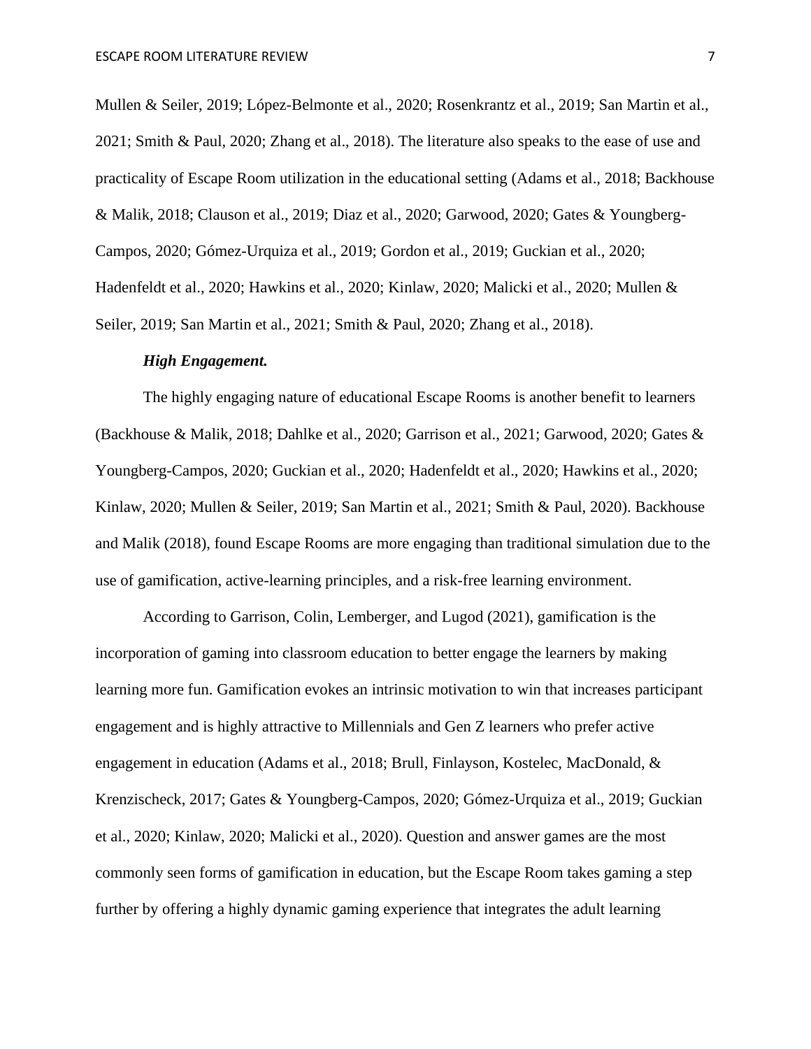Mullen & Seiler, 2019; López-Belmonte et al., 2020; Rosenkrantz et al., 2019; San Martin et al., 2021; Smith & Paul, 2020; Zhang et al., 2018). The literature also speaks to the ease of use and practicality of Escape Room utilization in the educational setting (Adams et al., 2018; Backhouse & Malik, 2018; Clauson et al., 2019; Diaz et al., 2020; Garwood, 2020; Gates & Youngberg-Campos, 2020; Gómez-Urquiza et al., 2019; Gordon et al., 2019; Guckian et al., 2020; Hadenfeldt et al., 2020; Hawkins et al., 2020; Kinlaw, 2020; Malicki et al., 2020; Mullen & Seiler, 2019; San Martin et al., 2021; Smith & Paul, 2020; Zhang et al., 2018).

***High Engagement.***

The highly engaging nature of educational Escape Rooms is another benefit to learners (Backhouse & Malik, 2018; Dahlke et al., 2020; Garrison et al., 2021; Garwood, 2020; Gates & Youngberg-Campos, 2020; Guckian et al., 2020; Hadenfeldt et al., 2020; Hawkins et al., 2020; Kinlaw, 2020; Mullen & Seiler, 2019; San Martin et al., 2021; Smith & Paul, 2020). Backhouse and Malik (2018), found Escape Rooms are more engaging than traditional simulation due to the use of gamification, active-learning principles, and a risk-free learning environment.

According to Garrison, Colin, Lemberger, and Lugod (2021), gamification is the incorporation of gaming into classroom education to better engage the learners by making learning more fun. Gamification evokes an intrinsic motivation to win that increases participant engagement and is highly attractive to Millennials and Gen Z learners who prefer active engagement in education (Adams et al., 2018; Brull, Finlayson, Kostelec, MacDonald, & Krenzischeck, 2017; Gates & Youngberg-Campos, 2020; Gómez-Urquiza et al., 2019; Guckian et al., 2020; Kinlaw, 2020; Malicki et al., 2020). Question and answer games are the most commonly seen forms of gamification in education, but the Escape Room takes gaming a step further by offering a highly dynamic gaming experience that integrates the adult learning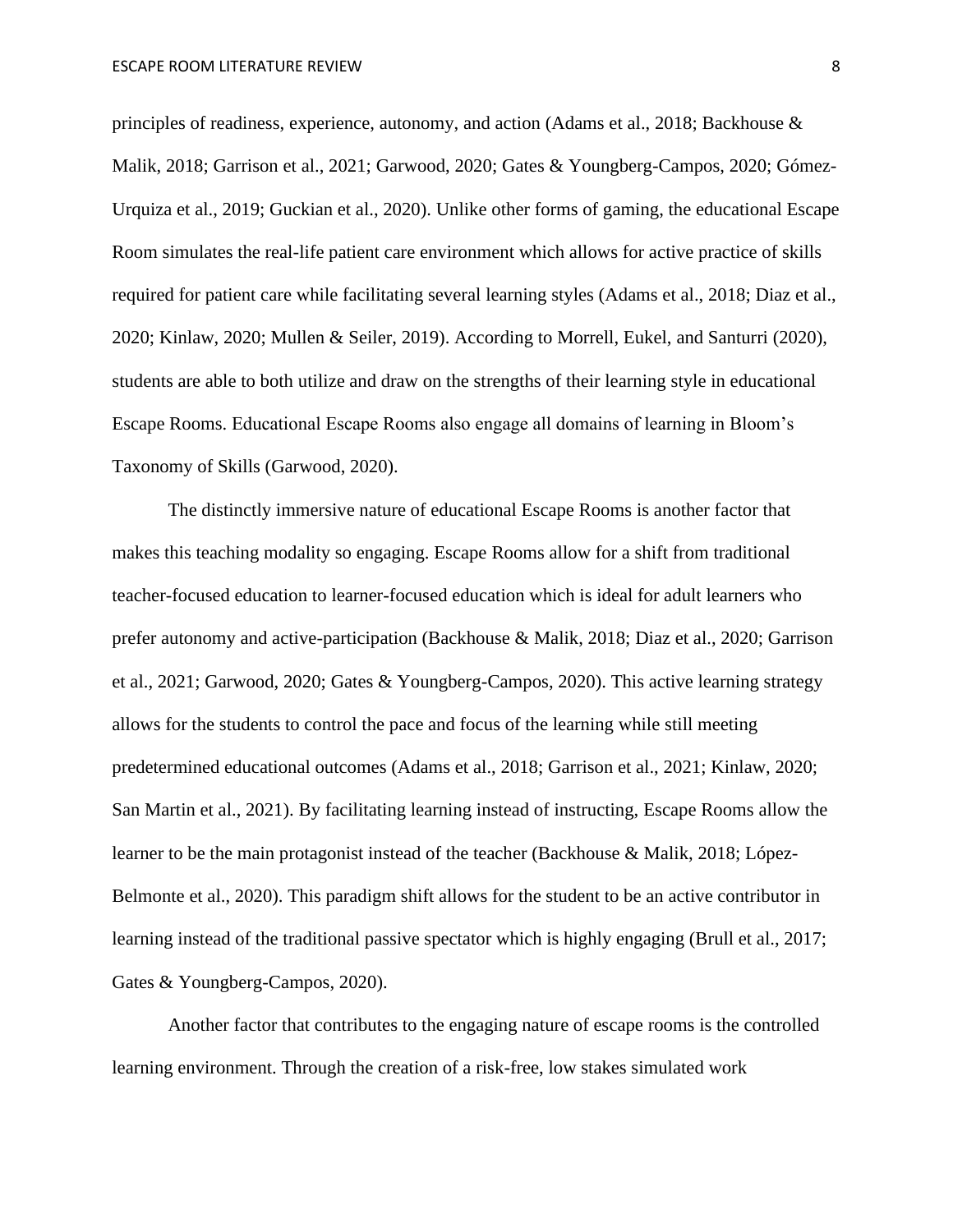principles of readiness, experience, autonomy, and action (Adams et al., 2018; Backhouse & Malik, 2018; Garrison et al., 2021; Garwood, 2020; Gates & Youngberg-Campos, 2020; Gómez-Urquiza et al., 2019; Guckian et al., 2020). Unlike other forms of gaming, the educational Escape Room simulates the real-life patient care environment which allows for active practice of skills required for patient care while facilitating several learning styles (Adams et al., 2018; Diaz et al., 2020; Kinlaw, 2020; Mullen & Seiler, 2019). According to Morrell, Eukel, and Santurri (2020), students are able to both utilize and draw on the strengths of their learning style in educational Escape Rooms. Educational Escape Rooms also engage all domains of learning in Bloom's Taxonomy of Skills (Garwood, 2020).

The distinctly immersive nature of educational Escape Rooms is another factor that makes this teaching modality so engaging. Escape Rooms allow for a shift from traditional teacher-focused education to learner-focused education which is ideal for adult learners who prefer autonomy and active-participation (Backhouse & Malik, 2018; Diaz et al., 2020; Garrison et al., 2021; Garwood, 2020; Gates & Youngberg-Campos, 2020). This active learning strategy allows for the students to control the pace and focus of the learning while still meeting predetermined educational outcomes (Adams et al., 2018; Garrison et al., 2021; Kinlaw, 2020; San Martin et al., 2021). By facilitating learning instead of instructing, Escape Rooms allow the learner to be the main protagonist instead of the teacher (Backhouse & Malik, 2018; López-Belmonte et al., 2020). This paradigm shift allows for the student to be an active contributor in learning instead of the traditional passive spectator which is highly engaging (Brull et al., 2017; Gates & Youngberg-Campos, 2020).

Another factor that contributes to the engaging nature of escape rooms is the controlled learning environment. Through the creation of a risk-free, low stakes simulated work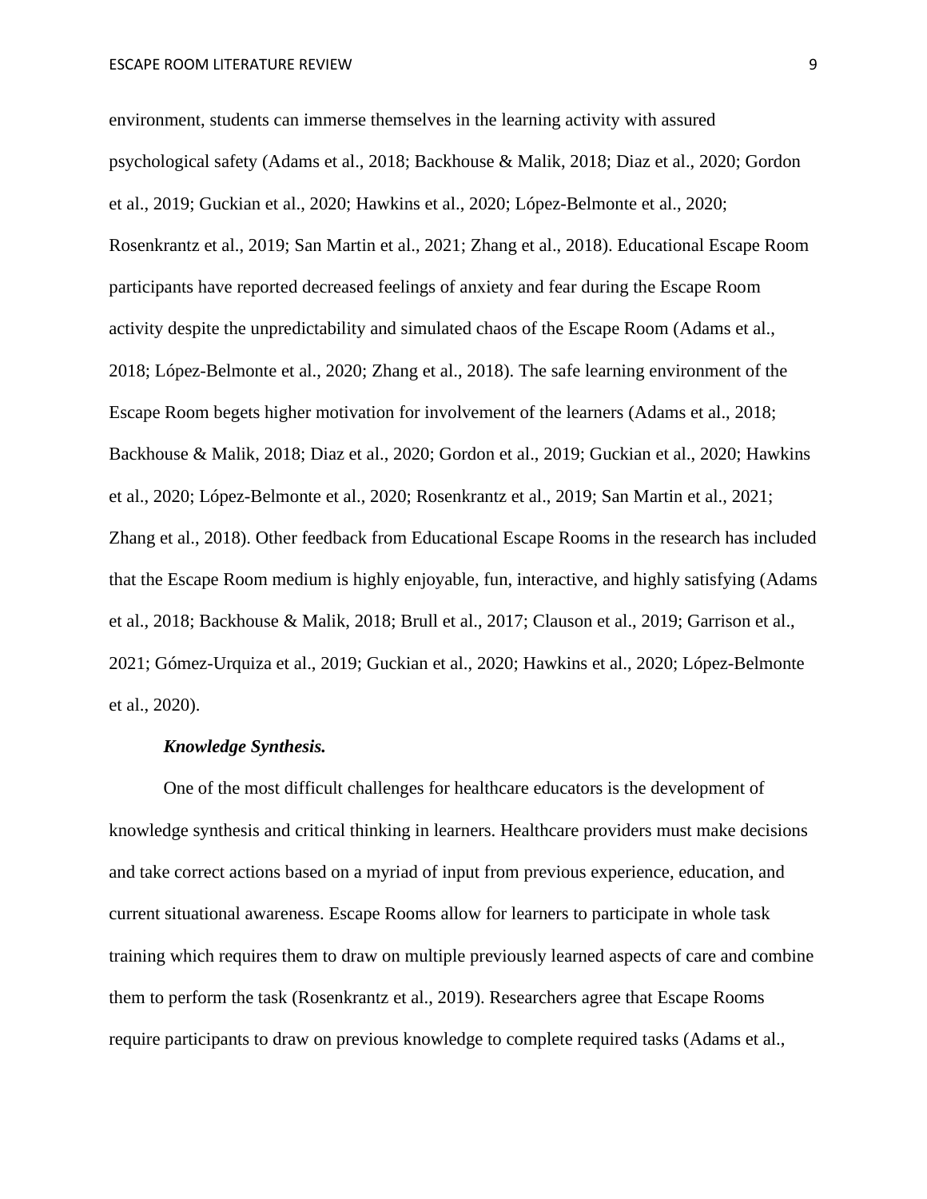environment, students can immerse themselves in the learning activity with assured psychological safety (Adams et al., 2018; Backhouse & Malik, 2018; Diaz et al., 2020; Gordon et al., 2019; Guckian et al., 2020; Hawkins et al., 2020; López-Belmonte et al., 2020; Rosenkrantz et al., 2019; San Martin et al., 2021; Zhang et al., 2018). Educational Escape Room participants have reported decreased feelings of anxiety and fear during the Escape Room activity despite the unpredictability and simulated chaos of the Escape Room (Adams et al., 2018; López-Belmonte et al., 2020; Zhang et al., 2018). The safe learning environment of the Escape Room begets higher motivation for involvement of the learners (Adams et al., 2018; Backhouse & Malik, 2018; Diaz et al., 2020; Gordon et al., 2019; Guckian et al., 2020; Hawkins et al., 2020; López-Belmonte et al., 2020; Rosenkrantz et al., 2019; San Martin et al., 2021; Zhang et al., 2018). Other feedback from Educational Escape Rooms in the research has included that the Escape Room medium is highly enjoyable, fun, interactive, and highly satisfying (Adams et al., 2018; Backhouse & Malik, 2018; Brull et al., 2017; Clauson et al., 2019; Garrison et al., 2021; Gómez-Urquiza et al., 2019; Guckian et al., 2020; Hawkins et al., 2020; López-Belmonte et al., 2020).

***Knowledge Synthesis.***

One of the most difficult challenges for healthcare educators is the development of knowledge synthesis and critical thinking in learners. Healthcare providers must make decisions and take correct actions based on a myriad of input from previous experience, education, and current situational awareness. Escape Rooms allow for learners to participate in whole task training which requires them to draw on multiple previously learned aspects of care and combine them to perform the task (Rosenkrantz et al., 2019). Researchers agree that Escape Rooms require participants to draw on previous knowledge to complete required tasks (Adams et al.,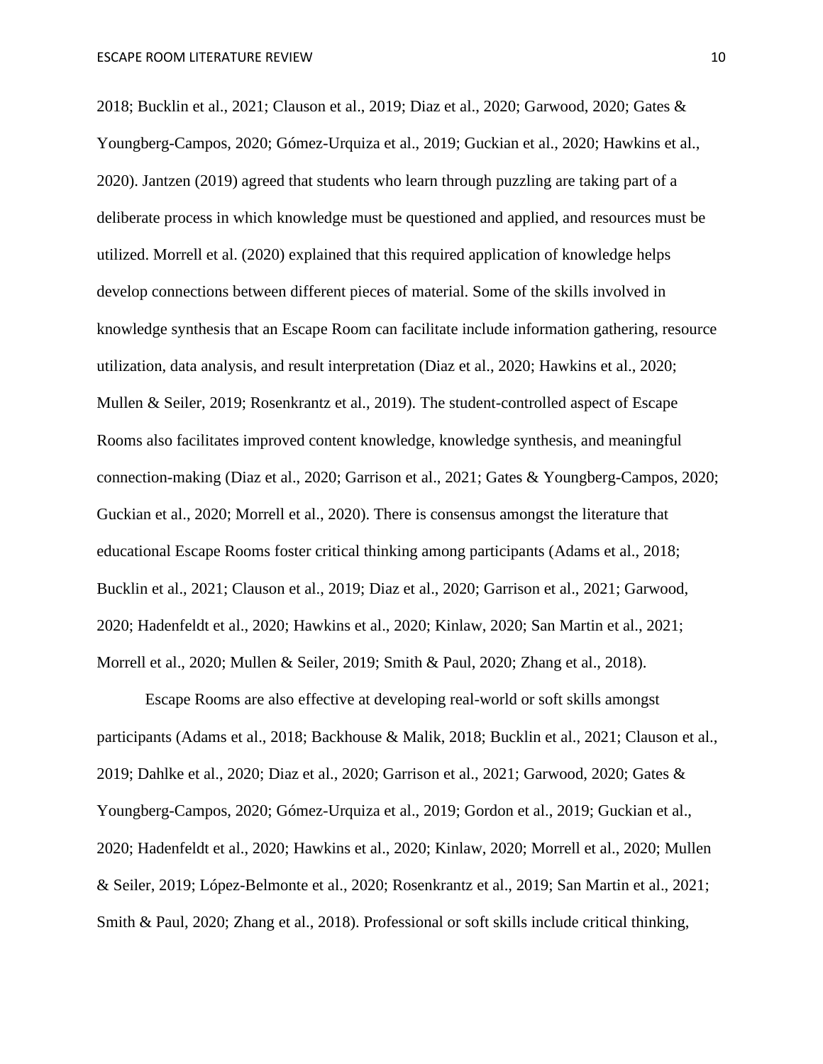2018; Bucklin et al., 2021; Clauson et al., 2019; Diaz et al., 2020; Garwood, 2020; Gates & Youngberg-Campos, 2020; Gómez-Urquiza et al., 2019; Guckian et al., 2020; Hawkins et al., 2020). Jantzen (2019) agreed that students who learn through puzzling are taking part of a deliberate process in which knowledge must be questioned and applied, and resources must be utilized. Morrell et al. (2020) explained that this required application of knowledge helps develop connections between different pieces of material. Some of the skills involved in knowledge synthesis that an Escape Room can facilitate include information gathering, resource utilization, data analysis, and result interpretation (Diaz et al., 2020; Hawkins et al., 2020; Mullen & Seiler, 2019; Rosenkrantz et al., 2019). The student-controlled aspect of Escape Rooms also facilitates improved content knowledge, knowledge synthesis, and meaningful connection-making (Diaz et al., 2020; Garrison et al., 2021; Gates & Youngberg-Campos, 2020; Guckian et al., 2020; Morrell et al., 2020). There is consensus amongst the literature that educational Escape Rooms foster critical thinking among participants (Adams et al., 2018; Bucklin et al., 2021; Clauson et al., 2019; Diaz et al., 2020; Garrison et al., 2021; Garwood, 2020; Hadenfeldt et al., 2020; Hawkins et al., 2020; Kinlaw, 2020; San Martin et al., 2021; Morrell et al., 2020; Mullen & Seiler, 2019; Smith & Paul, 2020; Zhang et al., 2018).

Escape Rooms are also effective at developing real-world or soft skills amongst participants (Adams et al., 2018; Backhouse & Malik, 2018; Bucklin et al., 2021; Clauson et al., 2019; Dahlke et al., 2020; Diaz et al., 2020; Garrison et al., 2021; Garwood, 2020; Gates & Youngberg-Campos, 2020; Gómez-Urquiza et al., 2019; Gordon et al., 2019; Guckian et al., 2020; Hadenfeldt et al., 2020; Hawkins et al., 2020; Kinlaw, 2020; Morrell et al., 2020; Mullen & Seiler, 2019; López-Belmonte et al., 2020; Rosenkrantz et al., 2019; San Martin et al., 2021; Smith & Paul, 2020; Zhang et al., 2018). Professional or soft skills include critical thinking,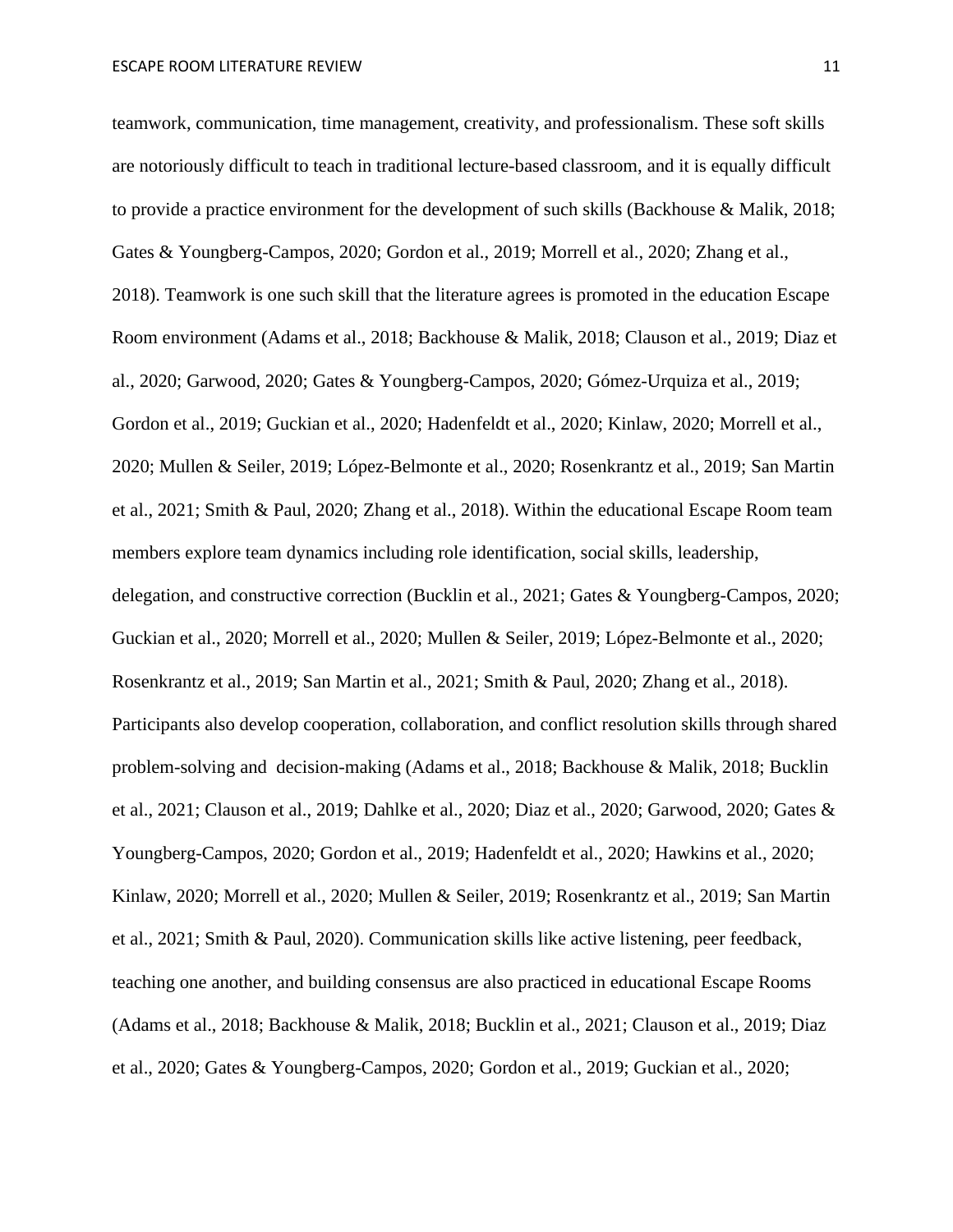teamwork, communication, time management, creativity, and professionalism. These soft skills are notoriously difficult to teach in traditional lecture-based classroom, and it is equally difficult to provide a practice environment for the development of such skills (Backhouse & Malik, 2018; Gates & Youngberg-Campos, 2020; Gordon et al., 2019; Morrell et al., 2020; Zhang et al., 2018). Teamwork is one such skill that the literature agrees is promoted in the education Escape Room environment (Adams et al., 2018; Backhouse & Malik, 2018; Clauson et al., 2019; Diaz et al., 2020; Garwood, 2020; Gates & Youngberg-Campos, 2020; Gómez-Urquiza et al., 2019; Gordon et al., 2019; Guckian et al., 2020; Hadenfeldt et al., 2020; Kinlaw, 2020; Morrell et al., 2020; Mullen & Seiler, 2019; López-Belmonte et al., 2020; Rosenkrantz et al., 2019; San Martin et al., 2021; Smith & Paul, 2020; Zhang et al., 2018). Within the educational Escape Room team members explore team dynamics including role identification, social skills, leadership, delegation, and constructive correction (Bucklin et al., 2021; Gates & Youngberg-Campos, 2020; Guckian et al., 2020; Morrell et al., 2020; Mullen & Seiler, 2019; López-Belmonte et al., 2020; Rosenkrantz et al., 2019; San Martin et al., 2021; Smith & Paul, 2020; Zhang et al., 2018). Participants also develop cooperation, collaboration, and conflict resolution skills through shared problem-solving and decision-making (Adams et al., 2018; Backhouse & Malik, 2018; Bucklin et al., 2021; Clauson et al., 2019; Dahlke et al., 2020; Diaz et al., 2020; Garwood, 2020; Gates & Youngberg-Campos, 2020; Gordon et al., 2019; Hadenfeldt et al., 2020; Hawkins et al., 2020; Kinlaw, 2020; Morrell et al., 2020; Mullen & Seiler, 2019; Rosenkrantz et al., 2019; San Martin et al., 2021; Smith & Paul, 2020). Communication skills like active listening, peer feedback, teaching one another, and building consensus are also practiced in educational Escape Rooms (Adams et al., 2018; Backhouse & Malik, 2018; Bucklin et al., 2021; Clauson et al., 2019; Diaz et al., 2020; Gates & Youngberg-Campos, 2020; Gordon et al., 2019; Guckian et al., 2020;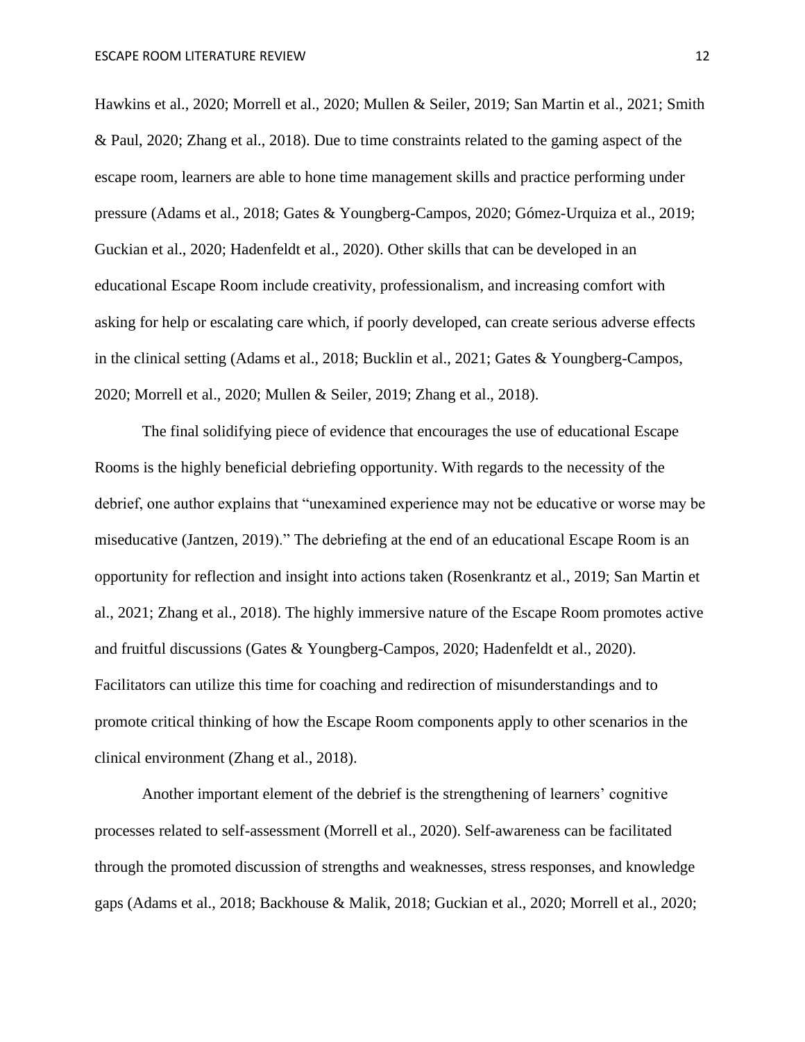Hawkins et al., 2020; Morrell et al., 2020; Mullen & Seiler, 2019; San Martin et al., 2021; Smith & Paul, 2020; Zhang et al., 2018). Due to time constraints related to the gaming aspect of the escape room, learners are able to hone time management skills and practice performing under pressure (Adams et al., 2018; Gates & Youngberg-Campos, 2020; Gómez-Urquiza et al., 2019; Guckian et al., 2020; Hadenfeldt et al., 2020). Other skills that can be developed in an educational Escape Room include creativity, professionalism, and increasing comfort with asking for help or escalating care which, if poorly developed, can create serious adverse effects in the clinical setting (Adams et al., 2018; Bucklin et al., 2021; Gates & Youngberg-Campos, 2020; Morrell et al., 2020; Mullen & Seiler, 2019; Zhang et al., 2018).

The final solidifying piece of evidence that encourages the use of educational Escape Rooms is the highly beneficial debriefing opportunity. With regards to the necessity of the debrief, one author explains that "unexamined experience may not be educative or worse may be miseducative (Jantzen, 2019)." The debriefing at the end of an educational Escape Room is an opportunity for reflection and insight into actions taken (Rosenkrantz et al., 2019; San Martin et al., 2021; Zhang et al., 2018). The highly immersive nature of the Escape Room promotes active and fruitful discussions (Gates & Youngberg-Campos, 2020; Hadenfeldt et al., 2020). Facilitators can utilize this time for coaching and redirection of misunderstandings and to promote critical thinking of how the Escape Room components apply to other scenarios in the clinical environment (Zhang et al., 2018).

Another important element of the debrief is the strengthening of learners' cognitive processes related to self-assessment (Morrell et al., 2020). Self-awareness can be facilitated through the promoted discussion of strengths and weaknesses, stress responses, and knowledge gaps (Adams et al., 2018; Backhouse & Malik, 2018; Guckian et al., 2020; Morrell et al., 2020;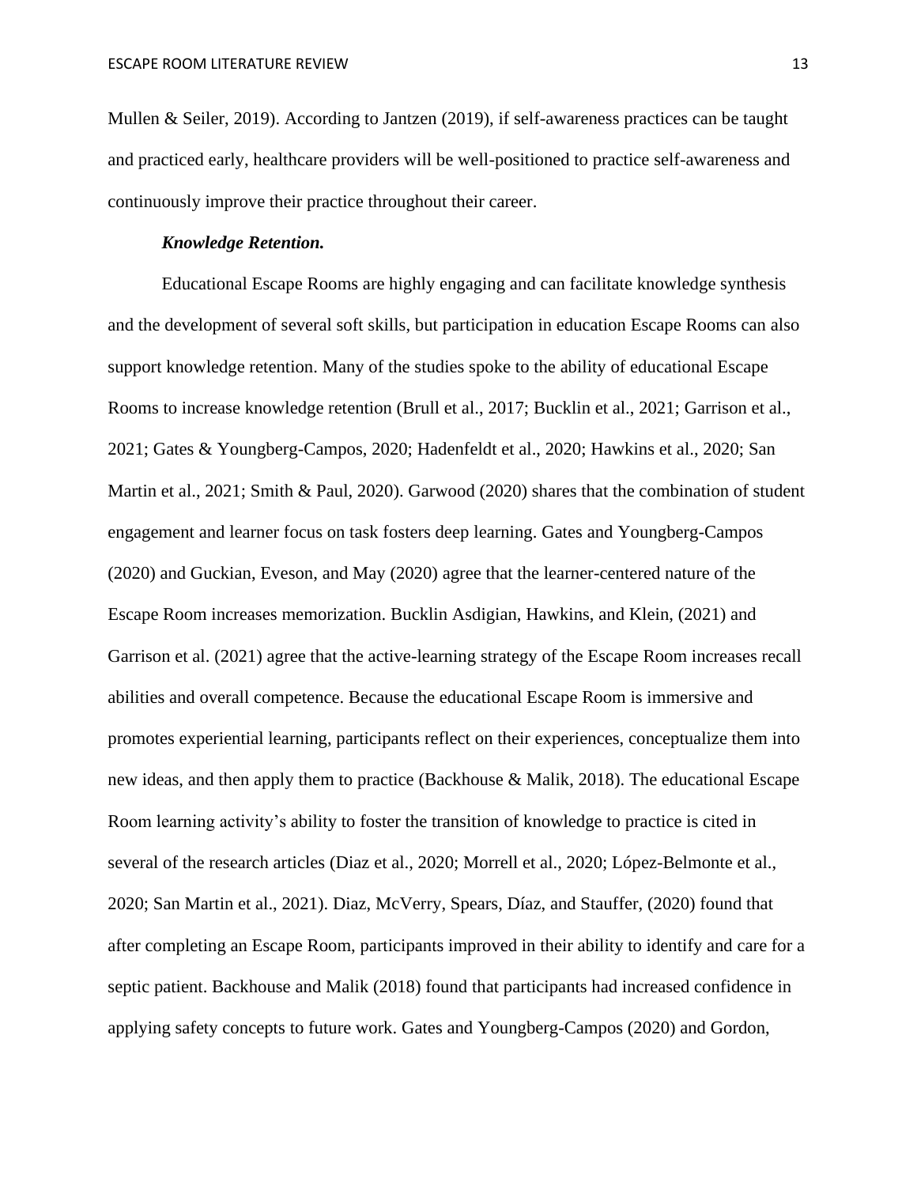Mullen & Seiler, 2019). According to Jantzen (2019), if self-awareness practices can be taught and practiced early, healthcare providers will be well-positioned to practice self-awareness and continuously improve their practice throughout their career.

***Knowledge Retention.***

Educational Escape Rooms are highly engaging and can facilitate knowledge synthesis and the development of several soft skills, but participation in education Escape Rooms can also support knowledge retention. Many of the studies spoke to the ability of educational Escape Rooms to increase knowledge retention (Brull et al., 2017; Bucklin et al., 2021; Garrison et al., 2021; Gates & Youngberg-Campos, 2020; Hadenfeldt et al., 2020; Hawkins et al., 2020; San Martin et al., 2021; Smith & Paul, 2020). Garwood (2020) shares that the combination of student engagement and learner focus on task fosters deep learning. Gates and Youngberg-Campos (2020) and Guckian, Eveson, and May (2020) agree that the learner-centered nature of the Escape Room increases memorization. Bucklin Asdigian, Hawkins, and Klein, (2021) and Garrison et al. (2021) agree that the active-learning strategy of the Escape Room increases recall abilities and overall competence. Because the educational Escape Room is immersive and promotes experiential learning, participants reflect on their experiences, conceptualize them into new ideas, and then apply them to practice (Backhouse & Malik, 2018). The educational Escape Room learning activity's ability to foster the transition of knowledge to practice is cited in several of the research articles (Diaz et al., 2020; Morrell et al., 2020; López-Belmonte et al., 2020; San Martin et al., 2021). Diaz, McVerry, Spears, Díaz, and Stauffer, (2020) found that after completing an Escape Room, participants improved in their ability to identify and care for a septic patient. Backhouse and Malik (2018) found that participants had increased confidence in applying safety concepts to future work. Gates and Youngberg-Campos (2020) and Gordon,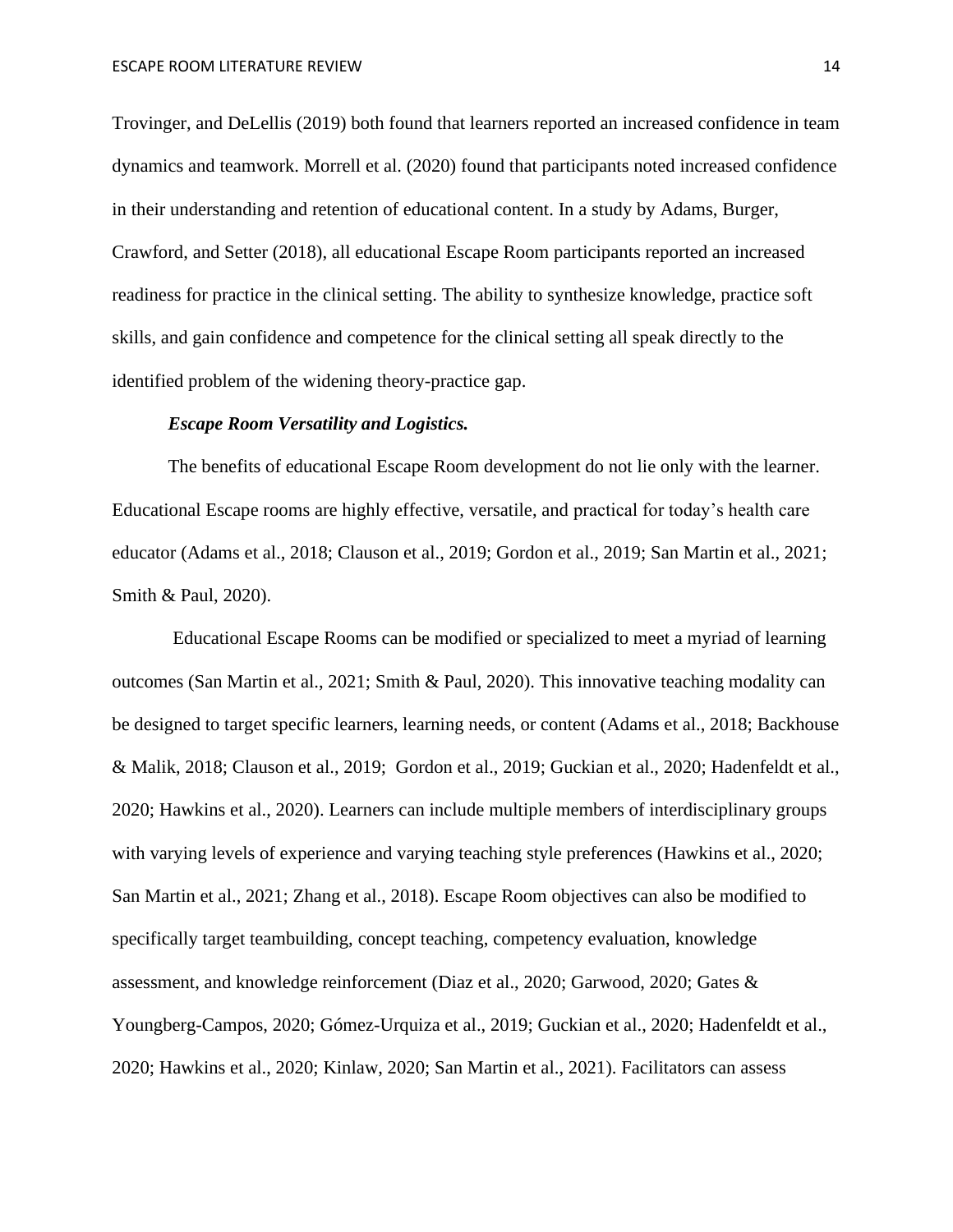Trovinger, and DeLellis (2019) both found that learners reported an increased confidence in team dynamics and teamwork. Morrell et al. (2020) found that participants noted increased confidence in their understanding and retention of educational content. In a study by Adams, Burger, Crawford, and Setter (2018), all educational Escape Room participants reported an increased readiness for practice in the clinical setting. The ability to synthesize knowledge, practice soft skills, and gain confidence and competence for the clinical setting all speak directly to the identified problem of the widening theory-practice gap.

***Escape Room Versatility and Logistics.***

The benefits of educational Escape Room development do not lie only with the learner. Educational Escape rooms are highly effective, versatile, and practical for today's health care educator (Adams et al., 2018; Clauson et al., 2019; Gordon et al., 2019; San Martin et al., 2021; Smith & Paul, 2020).

Educational Escape Rooms can be modified or specialized to meet a myriad of learning outcomes (San Martin et al., 2021; Smith & Paul, 2020). This innovative teaching modality can be designed to target specific learners, learning needs, or content (Adams et al., 2018; Backhouse & Malik, 2018; Clauson et al., 2019; Gordon et al., 2019; Guckian et al., 2020; Hadenfeldt et al., 2020; Hawkins et al., 2020). Learners can include multiple members of interdisciplinary groups with varying levels of experience and varying teaching style preferences (Hawkins et al., 2020; San Martin et al., 2021; Zhang et al., 2018). Escape Room objectives can also be modified to specifically target teambuilding, concept teaching, competency evaluation, knowledge assessment, and knowledge reinforcement (Diaz et al., 2020; Garwood, 2020; Gates & Youngberg-Campos, 2020; Gómez-Urquiza et al., 2019; Guckian et al., 2020; Hadenfeldt et al., 2020; Hawkins et al., 2020; Kinlaw, 2020; San Martin et al., 2021). Facilitators can assess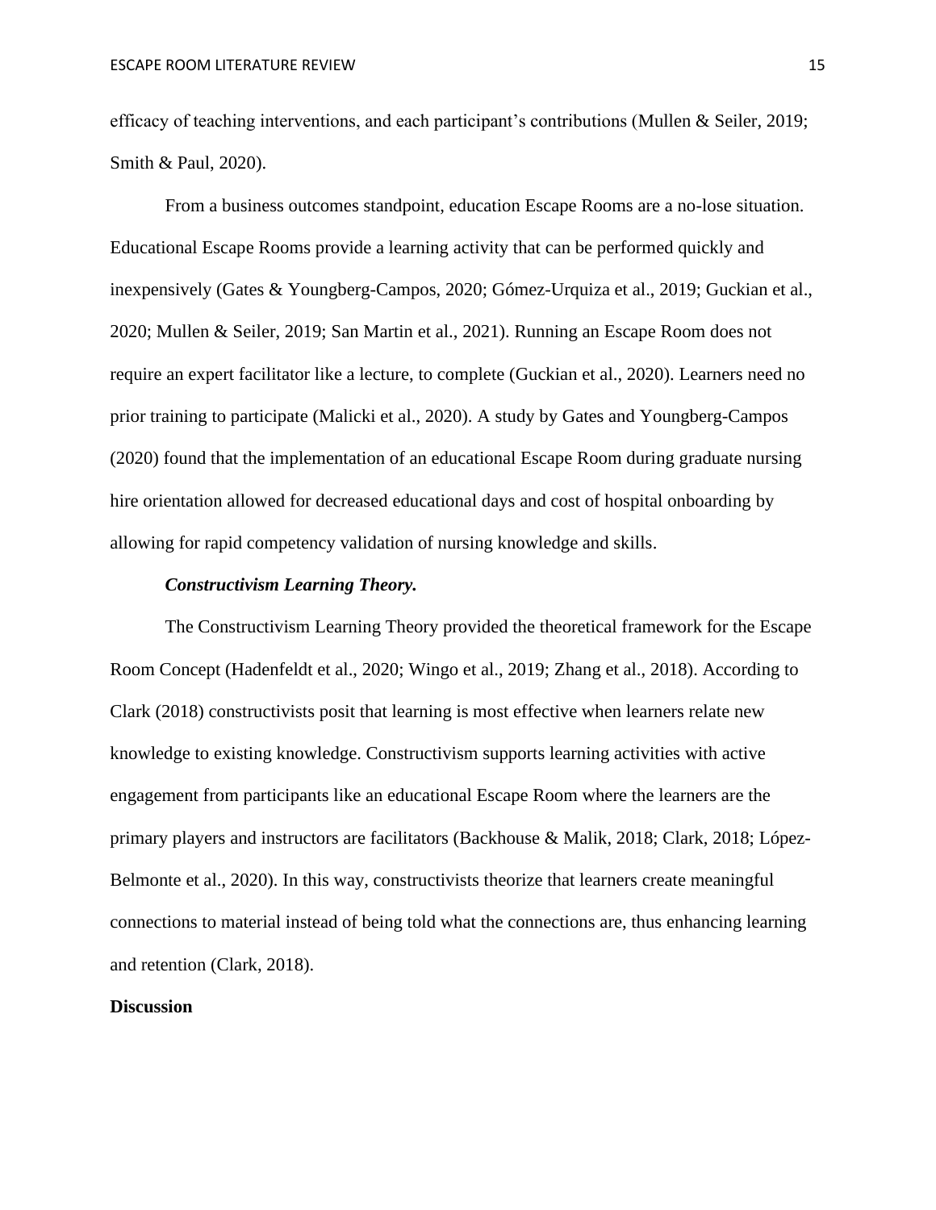efficacy of teaching interventions, and each participant's contributions (Mullen & Seiler, 2019; Smith & Paul, 2020).

From a business outcomes standpoint, education Escape Rooms are a no-lose situation. Educational Escape Rooms provide a learning activity that can be performed quickly and inexpensively (Gates & Youngberg-Campos, 2020; Gómez-Urquiza et al., 2019; Guckian et al., 2020; Mullen & Seiler, 2019; San Martin et al., 2021). Running an Escape Room does not require an expert facilitator like a lecture, to complete (Guckian et al., 2020). Learners need no prior training to participate (Malicki et al., 2020). A study by Gates and Youngberg-Campos (2020) found that the implementation of an educational Escape Room during graduate nursing hire orientation allowed for decreased educational days and cost of hospital onboarding by allowing for rapid competency validation of nursing knowledge and skills.

#### *Constructivism Learning Theory.*

The Constructivism Learning Theory provided the theoretical framework for the Escape Room Concept (Hadenfeldt et al., 2020; Wingo et al., 2019; Zhang et al., 2018). According to Clark (2018) constructivists posit that learning is most effective when learners relate new knowledge to existing knowledge. Constructivism supports learning activities with active engagement from participants like an educational Escape Room where the learners are the primary players and instructors are facilitators (Backhouse & Malik, 2018; Clark, 2018; López-Belmonte et al., 2020). In this way, constructivists theorize that learners create meaningful connections to material instead of being told what the connections are, thus enhancing learning and retention (Clark, 2018).

## Discussion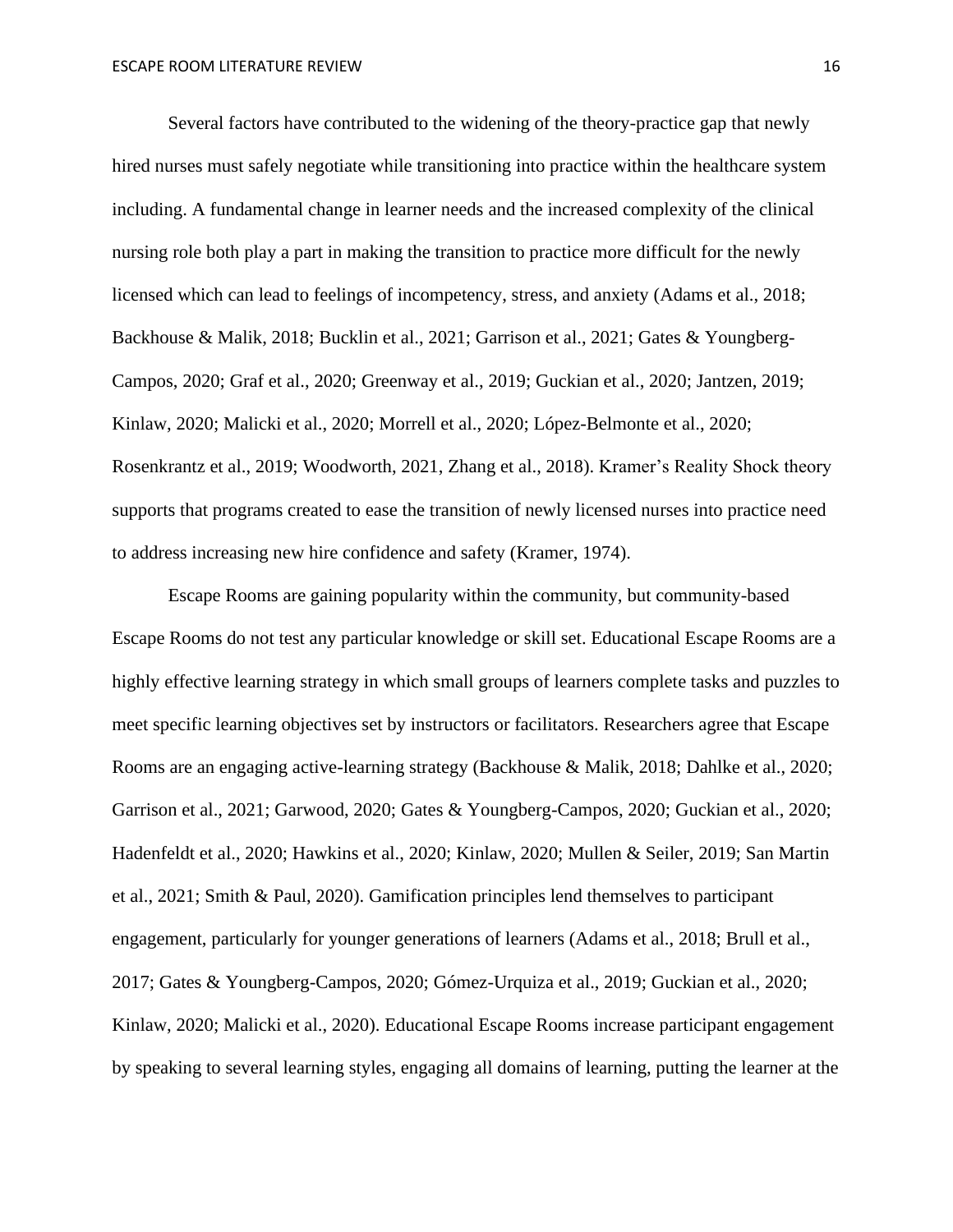Several factors have contributed to the widening of the theory-practice gap that newly hired nurses must safely negotiate while transitioning into practice within the healthcare system including. A fundamental change in learner needs and the increased complexity of the clinical nursing role both play a part in making the transition to practice more difficult for the newly licensed which can lead to feelings of incompetency, stress, and anxiety (Adams et al., 2018; Backhouse & Malik, 2018; Bucklin et al., 2021; Garrison et al., 2021; Gates & Youngberg-Campos, 2020; Graf et al., 2020; Greenway et al., 2019; Guckian et al., 2020; Jantzen, 2019; Kinlaw, 2020; Malicki et al., 2020; Morrell et al., 2020; López-Belmonte et al., 2020; Rosenkrantz et al., 2019; Woodworth, 2021, Zhang et al., 2018). Kramer's Reality Shock theory supports that programs created to ease the transition of newly licensed nurses into practice need to address increasing new hire confidence and safety (Kramer, 1974).

Escape Rooms are gaining popularity within the community, but community-based Escape Rooms do not test any particular knowledge or skill set. Educational Escape Rooms are a highly effective learning strategy in which small groups of learners complete tasks and puzzles to meet specific learning objectives set by instructors or facilitators. Researchers agree that Escape Rooms are an engaging active-learning strategy (Backhouse & Malik, 2018; Dahlke et al., 2020; Garrison et al., 2021; Garwood, 2020; Gates & Youngberg-Campos, 2020; Guckian et al., 2020; Hadenfeldt et al., 2020; Hawkins et al., 2020; Kinlaw, 2020; Mullen & Seiler, 2019; San Martin et al., 2021; Smith & Paul, 2020). Gamification principles lend themselves to participant engagement, particularly for younger generations of learners (Adams et al., 2018; Brull et al., 2017; Gates & Youngberg-Campos, 2020; Gómez-Urquiza et al., 2019; Guckian et al., 2020; Kinlaw, 2020; Malicki et al., 2020). Educational Escape Rooms increase participant engagement by speaking to several learning styles, engaging all domains of learning, putting the learner at the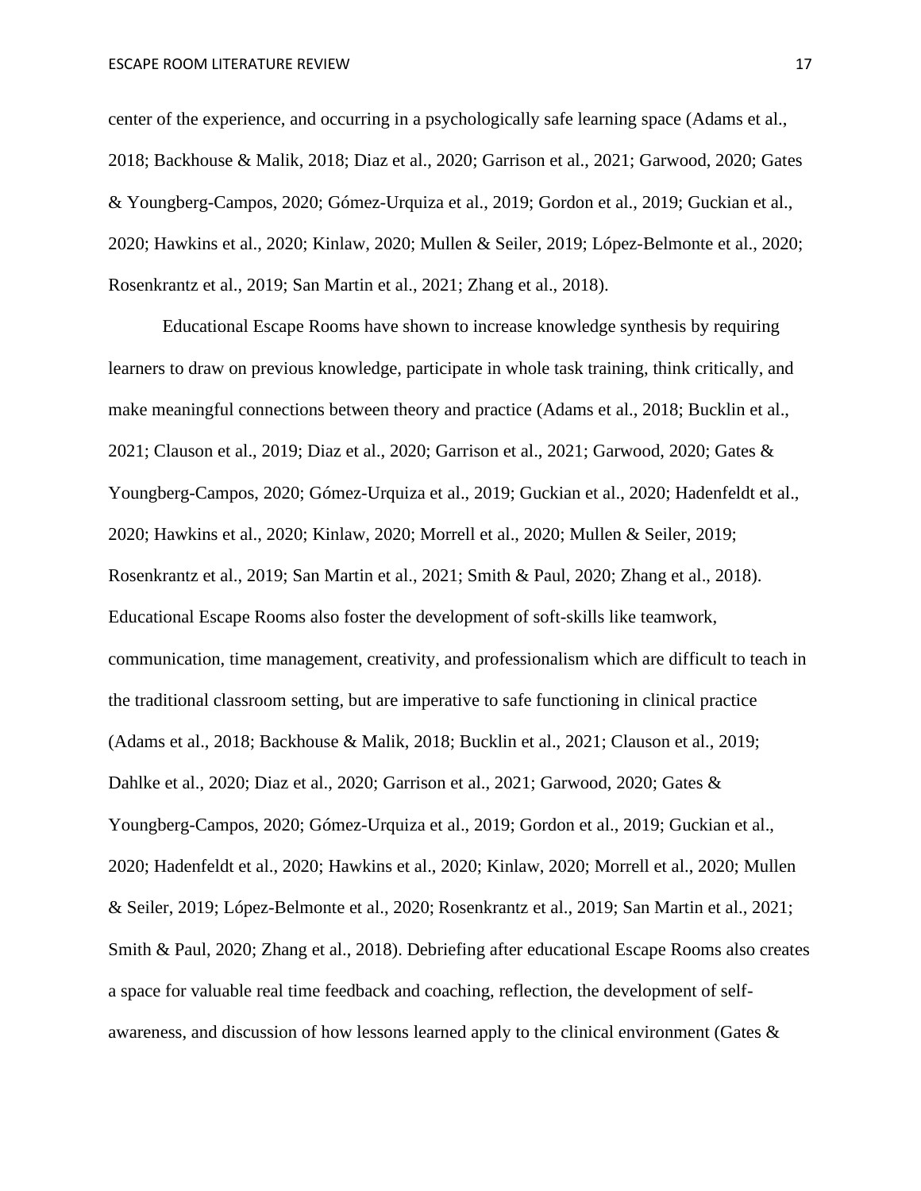center of the experience, and occurring in a psychologically safe learning space (Adams et al., 2018; Backhouse & Malik, 2018; Diaz et al., 2020; Garrison et al., 2021; Garwood, 2020; Gates & Youngberg-Campos, 2020; Gómez-Urquiza et al., 2019; Gordon et al., 2019; Guckian et al., 2020; Hawkins et al., 2020; Kinlaw, 2020; Mullen & Seiler, 2019; López-Belmonte et al., 2020; Rosenkrantz et al., 2019; San Martin et al., 2021; Zhang et al., 2018).

Educational Escape Rooms have shown to increase knowledge synthesis by requiring learners to draw on previous knowledge, participate in whole task training, think critically, and make meaningful connections between theory and practice (Adams et al., 2018; Bucklin et al., 2021; Clauson et al., 2019; Diaz et al., 2020; Garrison et al., 2021; Garwood, 2020; Gates & Youngberg-Campos, 2020; Gómez-Urquiza et al., 2019; Guckian et al., 2020; Hadenfeldt et al., 2020; Hawkins et al., 2020; Kinlaw, 2020; Morrell et al., 2020; Mullen & Seiler, 2019; Rosenkrantz et al., 2019; San Martin et al., 2021; Smith & Paul, 2020; Zhang et al., 2018). Educational Escape Rooms also foster the development of soft-skills like teamwork, communication, time management, creativity, and professionalism which are difficult to teach in the traditional classroom setting, but are imperative to safe functioning in clinical practice (Adams et al., 2018; Backhouse & Malik, 2018; Bucklin et al., 2021; Clauson et al., 2019; Dahlke et al., 2020; Diaz et al., 2020; Garrison et al., 2021; Garwood, 2020; Gates & Youngberg-Campos, 2020; Gómez-Urquiza et al., 2019; Gordon et al., 2019; Guckian et al., 2020; Hadenfeldt et al., 2020; Hawkins et al., 2020; Kinlaw, 2020; Morrell et al., 2020; Mullen & Seiler, 2019; López-Belmonte et al., 2020; Rosenkrantz et al., 2019; San Martin et al., 2021; Smith & Paul, 2020; Zhang et al., 2018). Debriefing after educational Escape Rooms also creates a space for valuable real time feedback and coaching, reflection, the development of self-awareness, and discussion of how lessons learned apply to the clinical environment (Gates &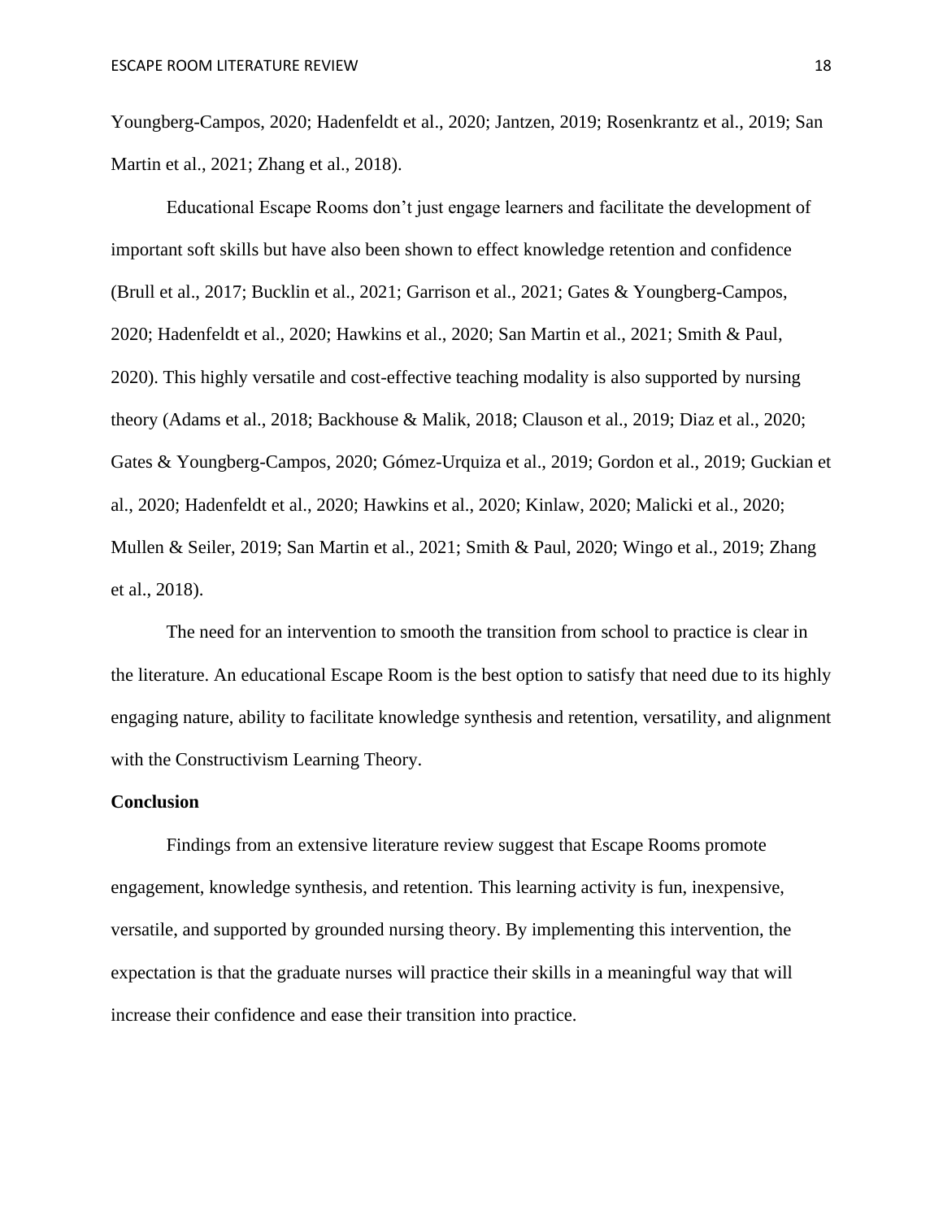Youngberg-Campos, 2020; Hadenfeldt et al., 2020; Jantzen, 2019; Rosenkrantz et al., 2019; San Martin et al., 2021; Zhang et al., 2018).

Educational Escape Rooms don't just engage learners and facilitate the development of important soft skills but have also been shown to effect knowledge retention and confidence (Brull et al., 2017; Bucklin et al., 2021; Garrison et al., 2021; Gates & Youngberg-Campos, 2020; Hadenfeldt et al., 2020; Hawkins et al., 2020; San Martin et al., 2021; Smith & Paul, 2020). This highly versatile and cost-effective teaching modality is also supported by nursing theory (Adams et al., 2018; Backhouse & Malik, 2018; Clauson et al., 2019; Diaz et al., 2020; Gates & Youngberg-Campos, 2020; Gómez-Urquiza et al., 2019; Gordon et al., 2019; Guckian et al., 2020; Hadenfeldt et al., 2020; Hawkins et al., 2020; Kinlaw, 2020; Malicki et al., 2020; Mullen & Seiler, 2019; San Martin et al., 2021; Smith & Paul, 2020; Wingo et al., 2019; Zhang et al., 2018).

The need for an intervention to smooth the transition from school to practice is clear in the literature. An educational Escape Room is the best option to satisfy that need due to its highly engaging nature, ability to facilitate knowledge synthesis and retention, versatility, and alignment with the Constructivism Learning Theory.

**Conclusion**

Findings from an extensive literature review suggest that Escape Rooms promote engagement, knowledge synthesis, and retention. This learning activity is fun, inexpensive, versatile, and supported by grounded nursing theory. By implementing this intervention, the expectation is that the graduate nurses will practice their skills in a meaningful way that will increase their confidence and ease their transition into practice.